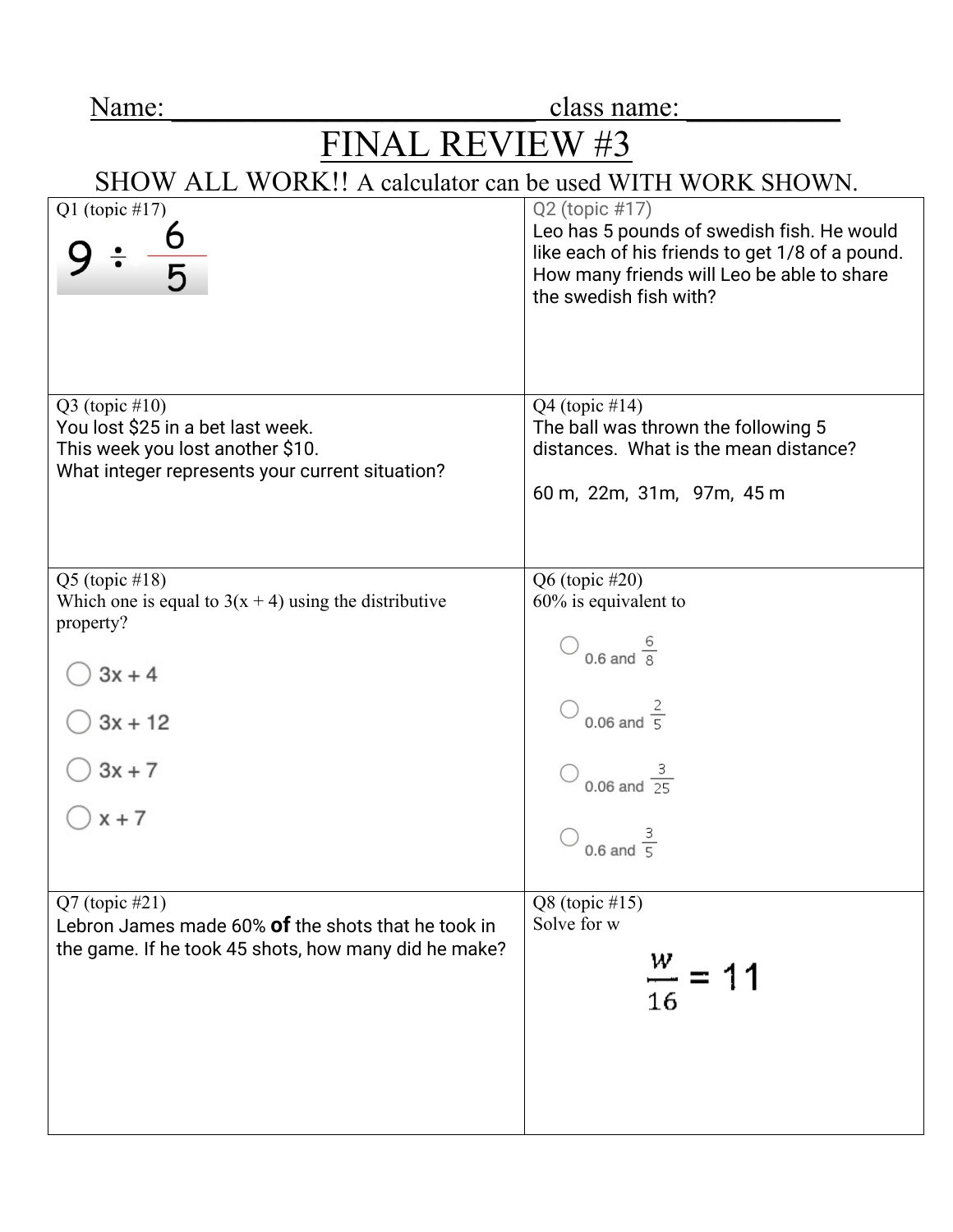Name: ___________________________ class name: ___________

# FINAL REVIEW #3

SHOW ALL WORK!! A calculator can be used WITH WORK SHOWN.

| | |
|---|---|
| Q1 (topic #17)<br>$9 \div \frac{6}{5}$ | Q2 (topic #17)<br>Leo has 5 pounds of swedish fish. He would like each of his friends to get 1/8 of a pound. How many friends will Leo be able to share the swedish fish with? |
| Q3 (topic #10)<br>You lost \$25 in a bet last week.<br>This week you lost another \$10.<br>What integer represents your current situation? | Q4 (topic #14)<br>The ball was thrown the following 5 distances. What is the mean distance?<br><br>60 m, 22m, 31m, 97m, 45 m |
| Q5 (topic #18)<br>Which one is equal to 3(x + 4) using the distributive property?<br>○ 3x + 4<br>○ 3x + 12<br>○ 3x + 7<br>○ x + 7 | Q6 (topic #20)<br>60% is equivalent to<br>○ 0.6 and $\frac{6}{8}$<br>○ 0.06 and $\frac{2}{5}$<br>○ 0.06 and $\frac{3}{25}$<br>○ 0.6 and $\frac{3}{5}$ |
| Q7 (topic #21)<br>Lebron James made 60% **of** the shots that he took in the game. If he took 45 shots, how many did he make? | Q8 (topic #15)<br>Solve for w<br>$\frac{w}{16} = 11$ |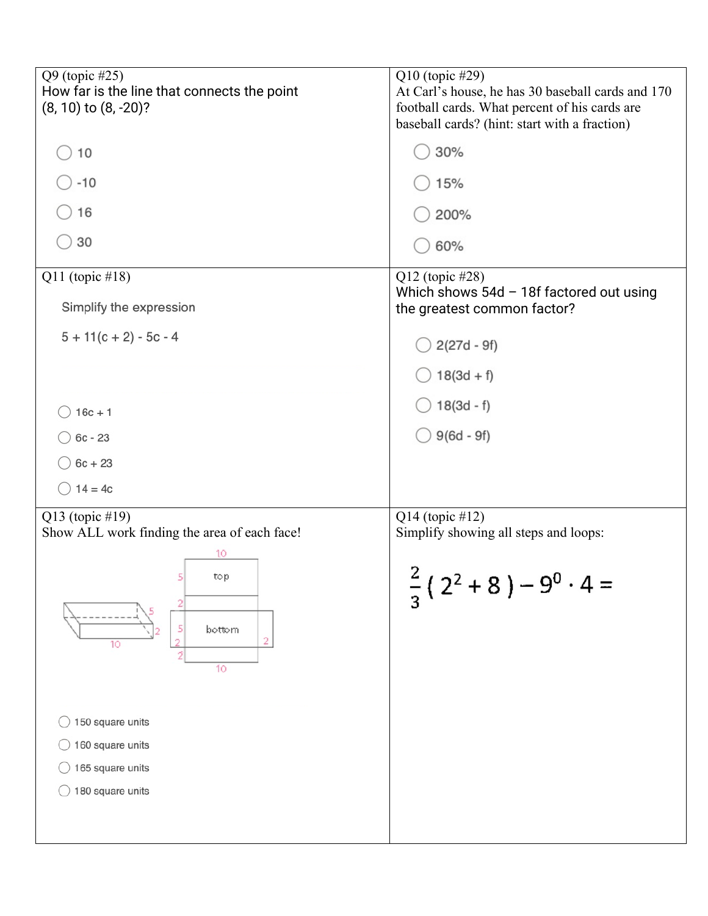| Q9 (topic #25) | Q10 (topic #29) |
| --- | --- |
| How far is the line that connects the point (8, 10) to (8, -20)?<br><br>◯ 10<br>◯ -10<br>◯ 16<br>◯ 30 | At Carl's house, he has 30 baseball cards and 170 football cards. What percent of his cards are baseball cards? (hint: start with a fraction)<br><br>◯ 30%<br>◯ 15%<br>◯ 200%<br>◯ 60% |
| **Q11 (topic #18)** | **Q12 (topic #28)** |
| Simplify the expression<br><br>5 + 11(c + 2) - 5c - 4<br><br>◯ 16c + 1<br>◯ 6c - 23<br>◯ 6c + 23<br>◯ 14 = 4c | Which shows 54d – 18f factored out using the greatest common factor?<br><br>◯ 2(27d - 9f)<br>◯ 18(3d + f)<br>◯ 18(3d - f)<br>◯ 9(6d - 9f) |
| **Q13 (topic #19)** | **Q14 (topic #12)** |
| Show ALL work finding the area of each face!<br><br>◯ 150 square units<br>◯ 160 square units<br>◯ 165 square units<br>◯ 180 square units | Simplify showing all steps and loops:<br><br>$\frac{2}{3}(2^2 + 8) - 9^0 \cdot 4 =$ |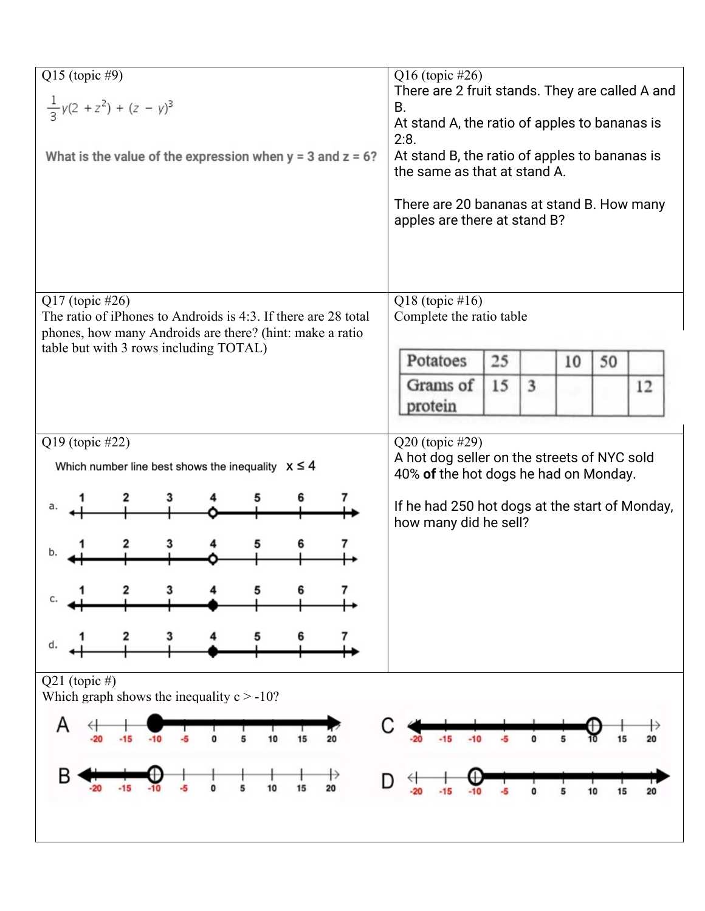Q15 (topic #9)

$$\frac{1}{3}y(2 + z^2) + (z - y)^3$$

What is the value of the expression when y = 3 and z = 6?

Q16 (topic #26)

There are 2 fruit stands. They are called A and B.

At stand A, the ratio of apples to bananas is 2:8.

At stand B, the ratio of apples to bananas is the same as that at stand A.

There are 20 bananas at stand B. How many apples are there at stand B?

Q17 (topic #26)

The ratio of iPhones to Androids is 4:3. If there are 28 total phones, how many Androids are there? (hint: make a ratio table but with 3 rows including TOTAL)

Q18 (topic #16)

Complete the ratio table

| Potatoes | 25 | | 10 | 50 | |
|---|---|---|---|---|---|
| Grams of protein | 15 | 3 | | | 12 |

Q19 (topic #22)

Which number line best shows the inequality $x \leq 4$

a. Number line 1 to 7, open circle at 4, shaded to the right

b. Number line 1 to 7, open circle at 4, shaded to the left

c. Number line 1 to 7, closed circle at 4, shaded to the left

d. Number line 1 to 7, closed circle at 4, shaded to the right

Q20 (topic #29)

A hot dog seller on the streets of NYC sold 40% **of** the hot dogs he had on Monday.

If he had 250 hot dogs at the start of Monday, how many did he sell?

Q21 (topic #)

Which graph shows the inequality c > -10?

A. Number line -20 to 20, closed circle at -10, shaded to the right

B. Number line -20 to 20, open circle at -10, shaded to the left

C. Number line -20 to 20, open circle at 10, shaded to the left

D. Number line -20 to 20, open circle at -10, shaded to the right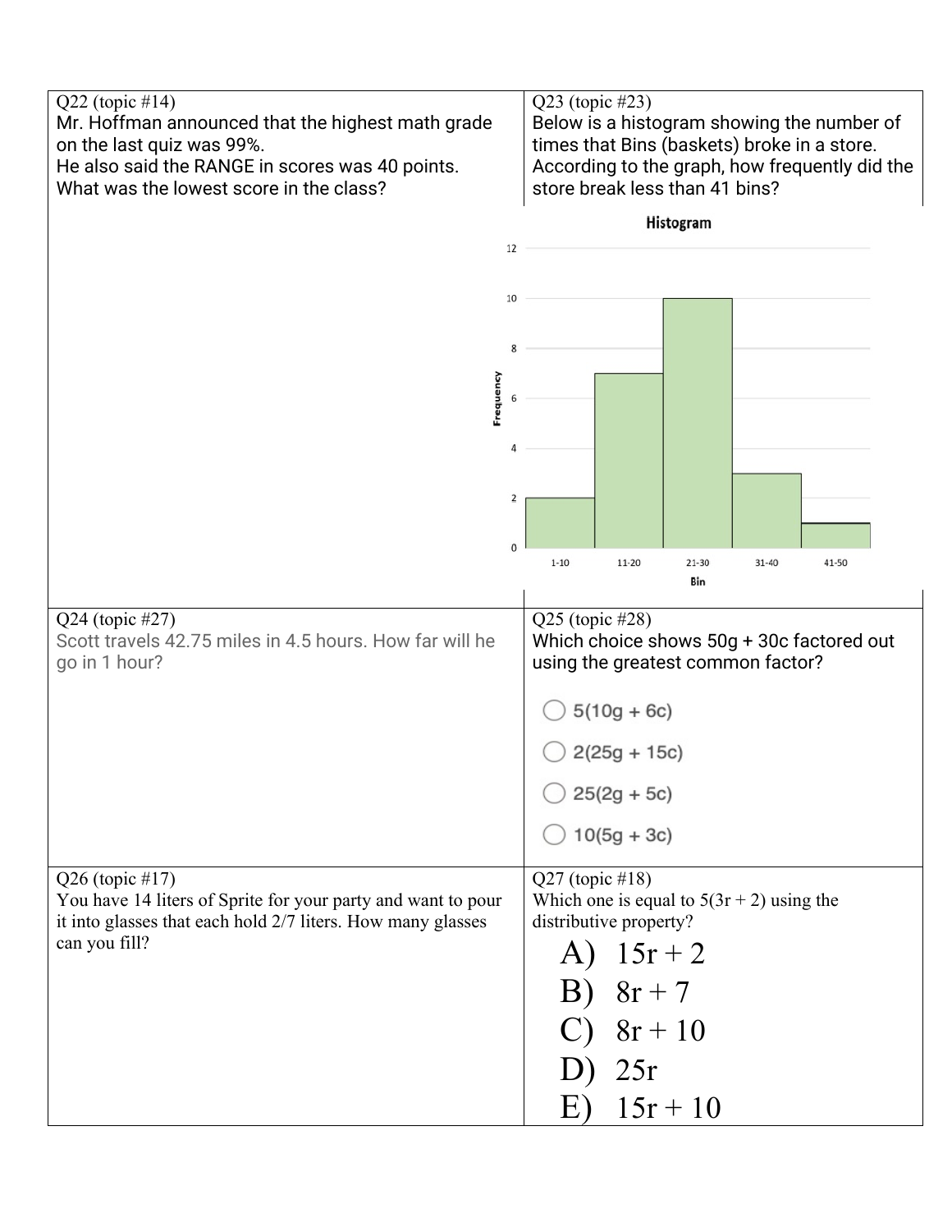Q22 (topic #14)
Mr. Hoffman announced that the highest math grade on the last quiz was 99%.
He also said the RANGE in scores was 40 points.
What was the lowest score in the class?

Q23 (topic #23)
Below is a histogram showing the number of times that Bins (baskets) broke in a store.
According to the graph, how frequently did the store break less than 41 bins?

Histogram

Frequency

0
2
4
6
8
10
12

1-10
11-20
21-30
31-40
41-50

Bin

Q24 (topic #27)
Scott travels 42.75 miles in 4.5 hours. How far will he go in 1 hour?

Q25 (topic #28)
Which choice shows $50g + 30c$ factored out using the greatest common factor?

- $5(10g + 6c)$
- $2(25g + 15c)$
- $25(2g + 5c)$
- $10(5g + 3c)$

Q26 (topic #17)
You have 14 liters of Sprite for your party and want to pour it into glasses that each hold 2/7 liters. How many glasses can you fill?

Q27 (topic #18)
Which one is equal to $5(3r + 2)$ using the distributive property?

A) $15r + 2$
B) $8r + 7$
C) $8r + 10$
D) $25r$
E) $15r + 10$